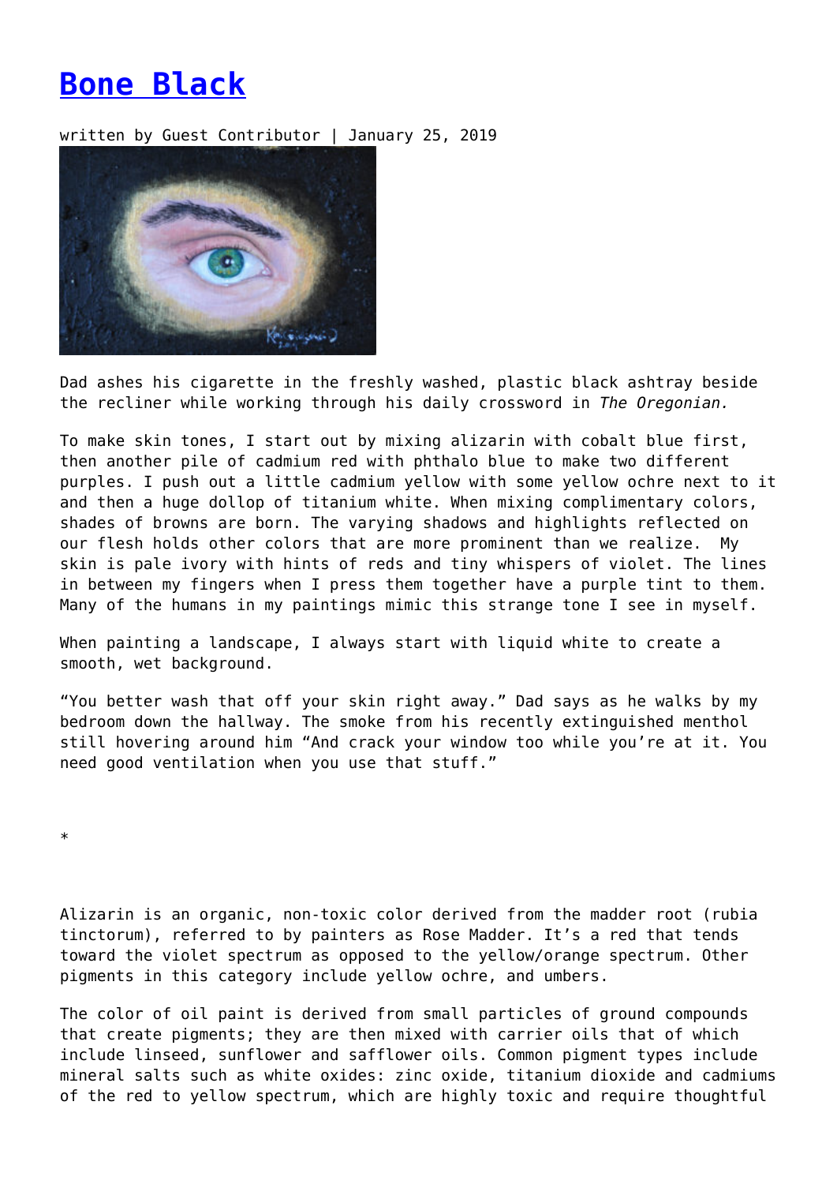# [Bone Black]

written by Guest Contributor | January 25, 2019

Dad ashes his cigarette in the freshly washed, plastic black ashtray beside the recliner while working through his daily crossword in *The Oregonian.*

To make skin tones, I start out by mixing alizarin with cobalt blue first, then another pile of cadmium red with phthalo blue to make two different purples. I push out a little cadmium yellow with some yellow ochre next to it and then a huge dollop of titanium white. When mixing complimentary colors, shades of browns are born. The varying shadows and highlights reflected on our flesh holds other colors that are more prominent than we realize. My skin is pale ivory with hints of reds and tiny whispers of violet. The lines in between my fingers when I press them together have a purple tint to them. Many of the humans in my paintings mimic this strange tone I see in myself.

When painting a landscape, I always start with liquid white to create a smooth, wet background.

"You better wash that off your skin right away." Dad says as he walks by my bedroom down the hallway. The smoke from his recently extinguished menthol still hovering around him "And crack your window too while you're at it. You need good ventilation when you use that stuff."

*

Alizarin is an organic, non-toxic color derived from the madder root (rubia tinctorum), referred to by painters as Rose Madder. It's a red that tends toward the violet spectrum as opposed to the yellow/orange spectrum. Other pigments in this category include yellow ochre, and umbers.

The color of oil paint is derived from small particles of ground compounds that create pigments; they are then mixed with carrier oils that of which include linseed, sunflower and safflower oils. Common pigment types include mineral salts such as white oxides: zinc oxide, titanium dioxide and cadmiums of the red to yellow spectrum, which are highly toxic and require thoughtful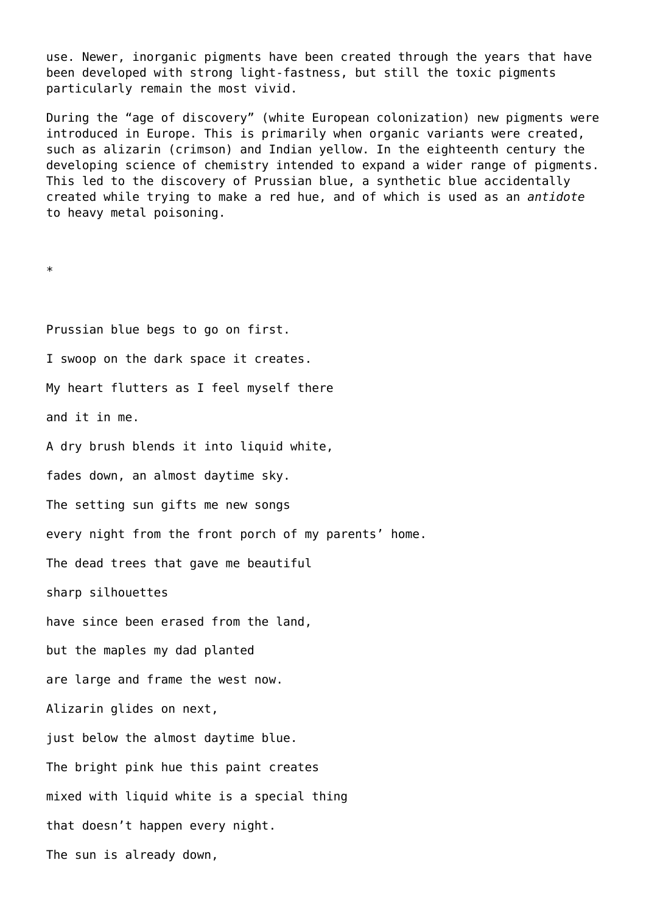use. Newer, inorganic pigments have been created through the years that have been developed with strong light-fastness, but still the toxic pigments particularly remain the most vivid.

During the "age of discovery" (white European colonization) new pigments were introduced in Europe. This is primarily when organic variants were created, such as alizarin (crimson) and Indian yellow. In the eighteenth century the developing science of chemistry intended to expand a wider range of pigments. This led to the discovery of Prussian blue, a synthetic blue accidentally created while trying to make a red hue, and of which is used as an *antidote* to heavy metal poisoning.

*

Prussian blue begs to go on first.

I swoop on the dark space it creates.

My heart flutters as I feel myself there

and it in me.

A dry brush blends it into liquid white,

fades down, an almost daytime sky.

The setting sun gifts me new songs

every night from the front porch of my parents' home.

The dead trees that gave me beautiful

sharp silhouettes

have since been erased from the land,

but the maples my dad planted

are large and frame the west now.

Alizarin glides on next,

just below the almost daytime blue.

The bright pink hue this paint creates

mixed with liquid white is a special thing

that doesn't happen every night.

The sun is already down,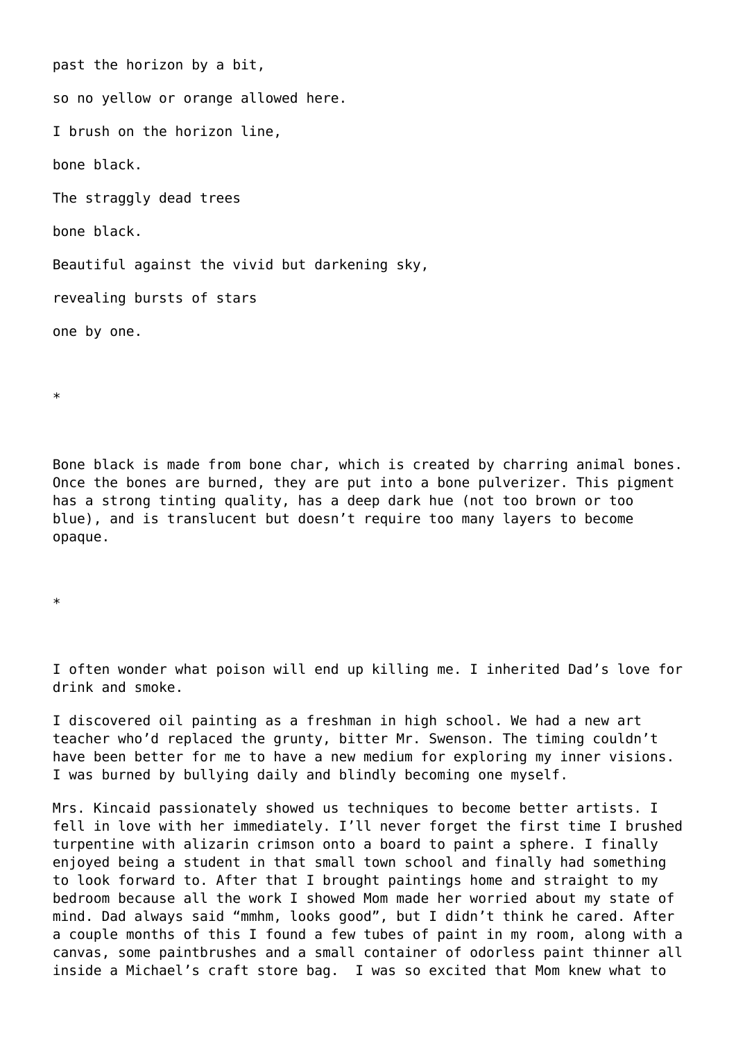past the horizon by a bit,

so no yellow or orange allowed here.

I brush on the horizon line,

bone black.

The straggly dead trees

bone black.

Beautiful against the vivid but darkening sky,

revealing bursts of stars

one by one.

*

Bone black is made from bone char, which is created by charring animal bones. Once the bones are burned, they are put into a bone pulverizer. This pigment has a strong tinting quality, has a deep dark hue (not too brown or too blue), and is translucent but doesn't require too many layers to become opaque.

*

I often wonder what poison will end up killing me. I inherited Dad's love for drink and smoke.

I discovered oil painting as a freshman in high school. We had a new art teacher who'd replaced the grunty, bitter Mr. Swenson. The timing couldn't have been better for me to have a new medium for exploring my inner visions. I was burned by bullying daily and blindly becoming one myself.

Mrs. Kincaid passionately showed us techniques to become better artists. I fell in love with her immediately. I'll never forget the first time I brushed turpentine with alizarin crimson onto a board to paint a sphere. I finally enjoyed being a student in that small town school and finally had something to look forward to. After that I brought paintings home and straight to my bedroom because all the work I showed Mom made her worried about my state of mind. Dad always said "mmhm, looks good", but I didn't think he cared. After a couple months of this I found a few tubes of paint in my room, along with a canvas, some paintbrushes and a small container of odorless paint thinner all inside a Michael's craft store bag. I was so excited that Mom knew what to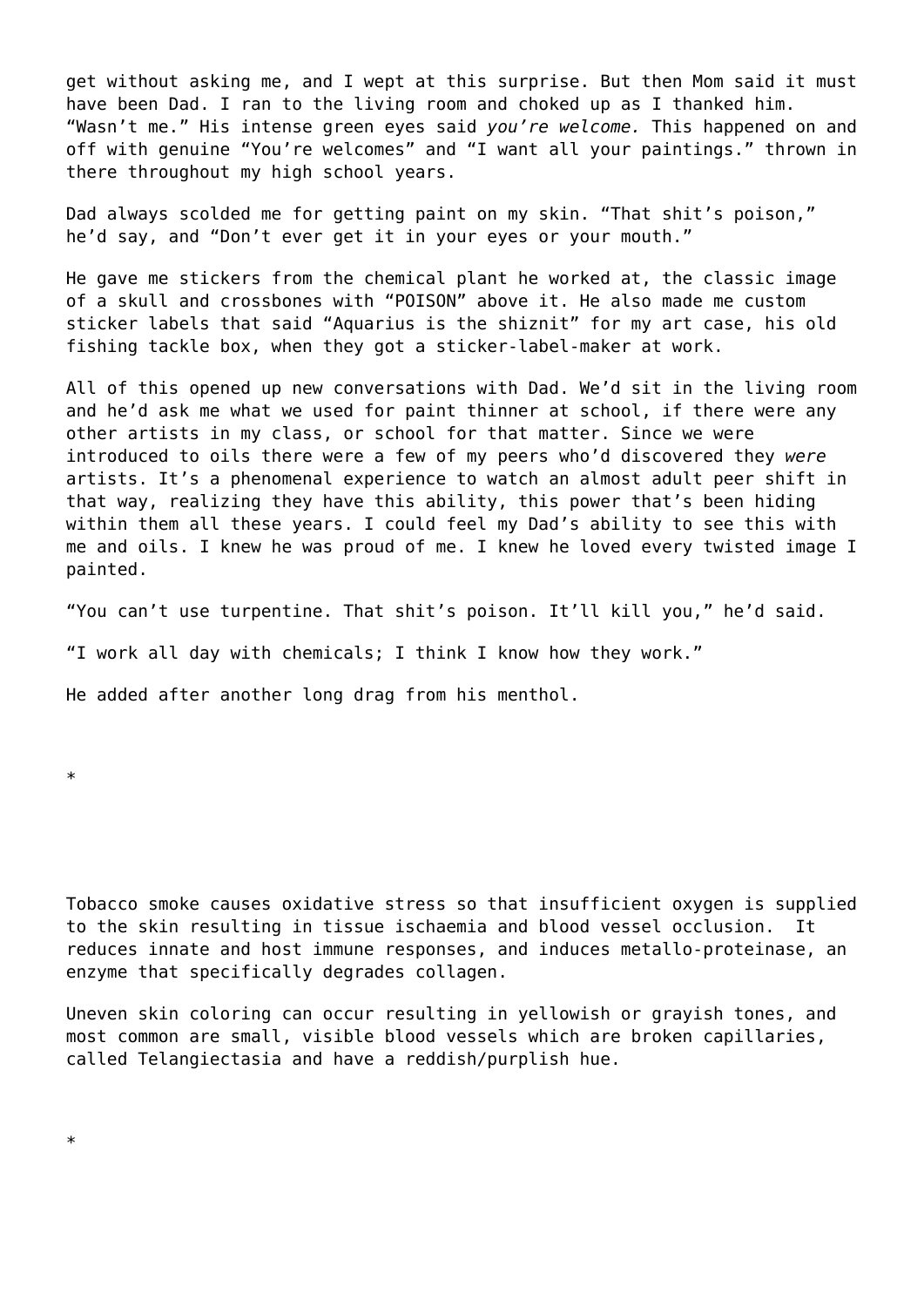get without asking me, and I wept at this surprise. But then Mom said it must have been Dad. I ran to the living room and choked up as I thanked him. "Wasn't me." His intense green eyes said *you're welcome.* This happened on and off with genuine "You're welcomes" and "I want all your paintings." thrown in there throughout my high school years.

Dad always scolded me for getting paint on my skin. "That shit's poison," he'd say, and "Don't ever get it in your eyes or your mouth."

He gave me stickers from the chemical plant he worked at, the classic image of a skull and crossbones with "POISON" above it. He also made me custom sticker labels that said "Aquarius is the shiznit" for my art case, his old fishing tackle box, when they got a sticker-label-maker at work.

All of this opened up new conversations with Dad. We'd sit in the living room and he'd ask me what we used for paint thinner at school, if there were any other artists in my class, or school for that matter. Since we were introduced to oils there were a few of my peers who'd discovered they *were* artists. It's a phenomenal experience to watch an almost adult peer shift in that way, realizing they have this ability, this power that's been hiding within them all these years. I could feel my Dad's ability to see this with me and oils. I knew he was proud of me. I knew he loved every twisted image I painted.

"You can't use turpentine. That shit's poison. It'll kill you," he'd said.

"I work all day with chemicals; I think I know how they work."

He added after another long drag from his menthol.

*

Tobacco smoke causes oxidative stress so that insufficient oxygen is supplied to the skin resulting in tissue ischaemia and blood vessel occlusion. It reduces innate and host immune responses, and induces metallo-proteinase, an enzyme that specifically degrades collagen.

Uneven skin coloring can occur resulting in yellowish or grayish tones, and most common are small, visible blood vessels which are broken capillaries, called Telangiectasia and have a reddish/purplish hue.

*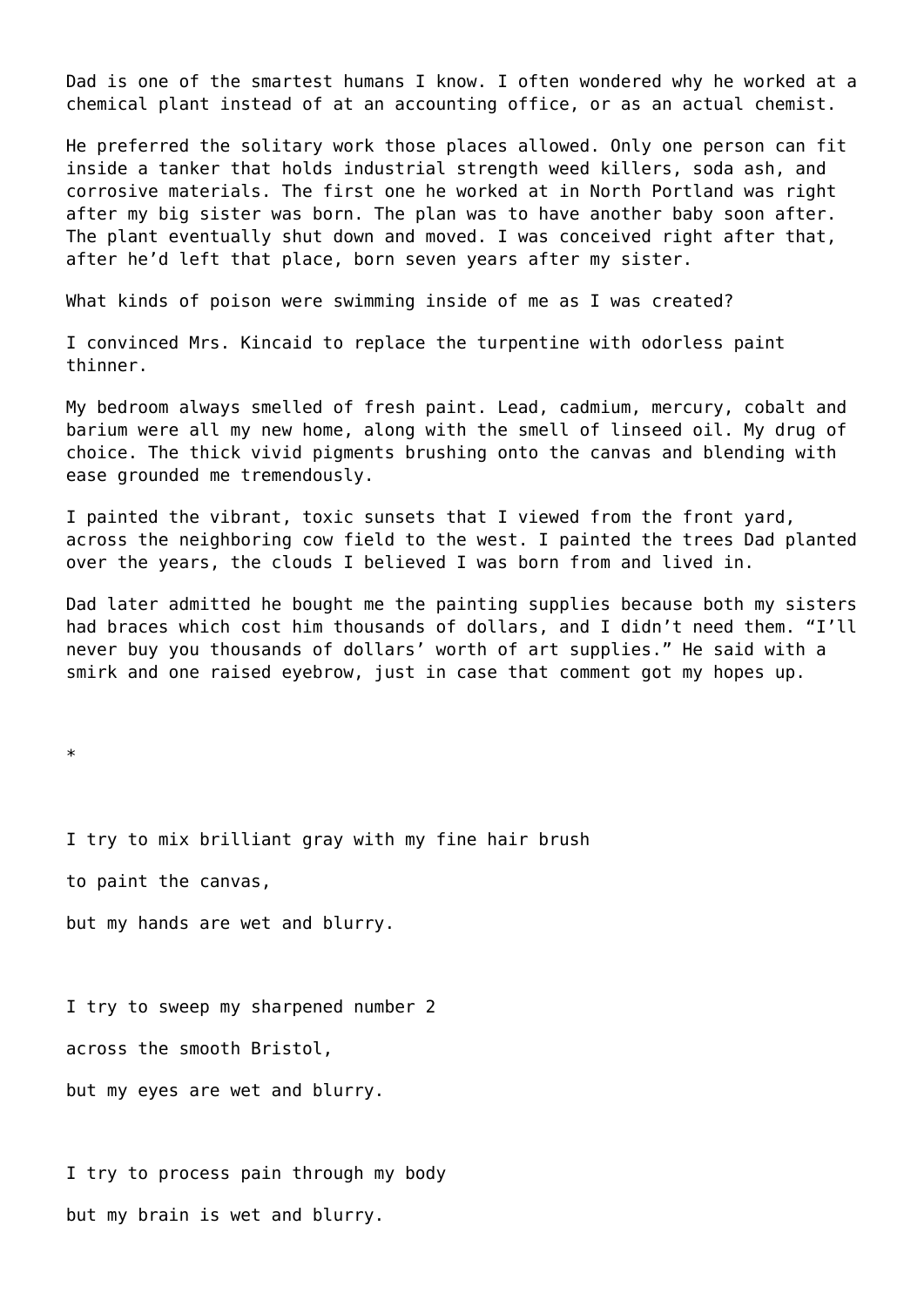Dad is one of the smartest humans I know. I often wondered why he worked at a chemical plant instead of at an accounting office, or as an actual chemist.

He preferred the solitary work those places allowed. Only one person can fit inside a tanker that holds industrial strength weed killers, soda ash, and corrosive materials. The first one he worked at in North Portland was right after my big sister was born. The plan was to have another baby soon after. The plant eventually shut down and moved. I was conceived right after that, after he'd left that place, born seven years after my sister.

What kinds of poison were swimming inside of me as I was created?

I convinced Mrs. Kincaid to replace the turpentine with odorless paint thinner.

My bedroom always smelled of fresh paint. Lead, cadmium, mercury, cobalt and barium were all my new home, along with the smell of linseed oil. My drug of choice. The thick vivid pigments brushing onto the canvas and blending with ease grounded me tremendously.

I painted the vibrant, toxic sunsets that I viewed from the front yard, across the neighboring cow field to the west. I painted the trees Dad planted over the years, the clouds I believed I was born from and lived in.

Dad later admitted he bought me the painting supplies because both my sisters had braces which cost him thousands of dollars, and I didn't need them. "I'll never buy you thousands of dollars' worth of art supplies." He said with a smirk and one raised eyebrow, just in case that comment got my hopes up.

*

I try to mix brilliant gray with my fine hair brush

to paint the canvas,

but my hands are wet and blurry.

I try to sweep my sharpened number 2

across the smooth Bristol,

but my eyes are wet and blurry.

I try to process pain through my body

but my brain is wet and blurry.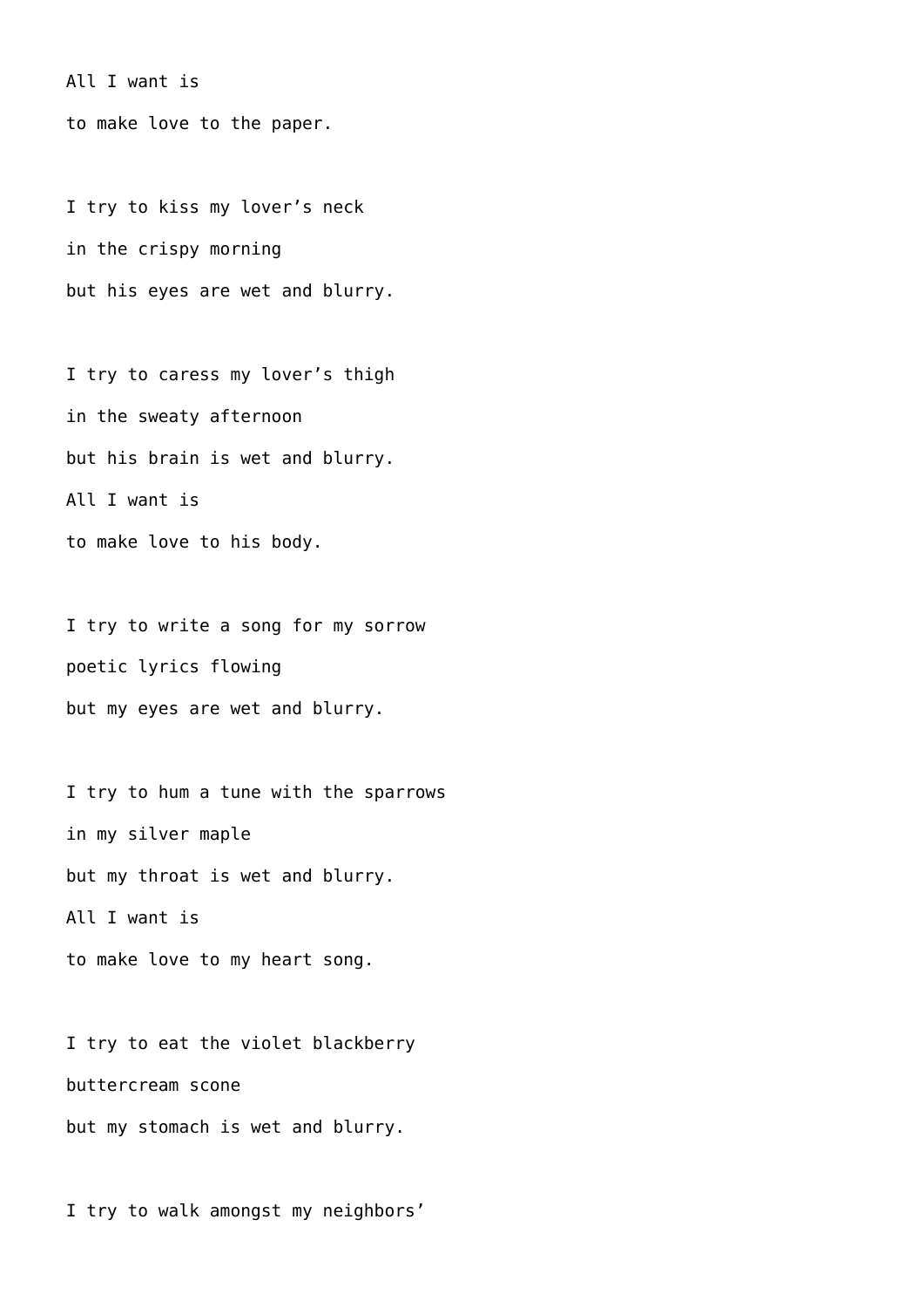All I want is  
to make love to the paper.

I try to kiss my lover’s neck  
in the crispy morning  
but his eyes are wet and blurry.

I try to caress my lover’s thigh  
in the sweaty afternoon  
but his brain is wet and blurry.  
All I want is  
to make love to his body.

I try to write a song for my sorrow  
poetic lyrics flowing  
but my eyes are wet and blurry.

I try to hum a tune with the sparrows  
in my silver maple  
but my throat is wet and blurry.  
All I want is  
to make love to my heart song.

I try to eat the violet blackberry  
buttercream scone  
but my stomach is wet and blurry.

I try to walk amongst my neighbors’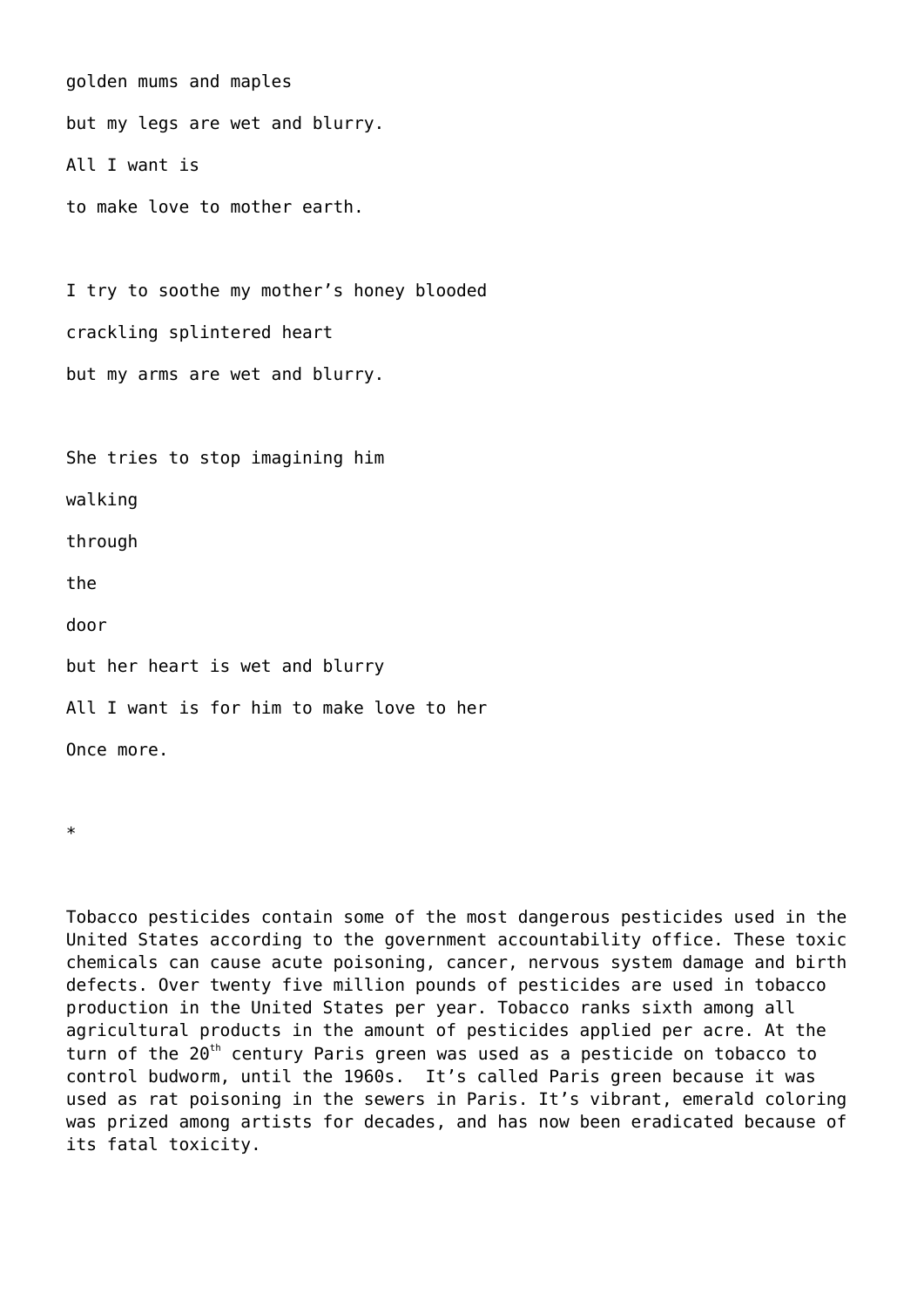golden mums and maples

but my legs are wet and blurry.

All I want is

to make love to mother earth.

I try to soothe my mother’s honey blooded

crackling splintered heart

but my arms are wet and blurry.

She tries to stop imagining him

walking

through

the

door

but her heart is wet and blurry

All I want is for him to make love to her

Once more.

*

Tobacco pesticides contain some of the most dangerous pesticides used in the United States according to the government accountability office. These toxic chemicals can cause acute poisoning, cancer, nervous system damage and birth defects. Over twenty five million pounds of pesticides are used in tobacco production in the United States per year. Tobacco ranks sixth among all agricultural products in the amount of pesticides applied per acre. At the turn of the 20th century Paris green was used as a pesticide on tobacco to control budworm, until the 1960s.  It’s called Paris green because it was used as rat poisoning in the sewers in Paris. It’s vibrant, emerald coloring was prized among artists for decades, and has now been eradicated because of its fatal toxicity.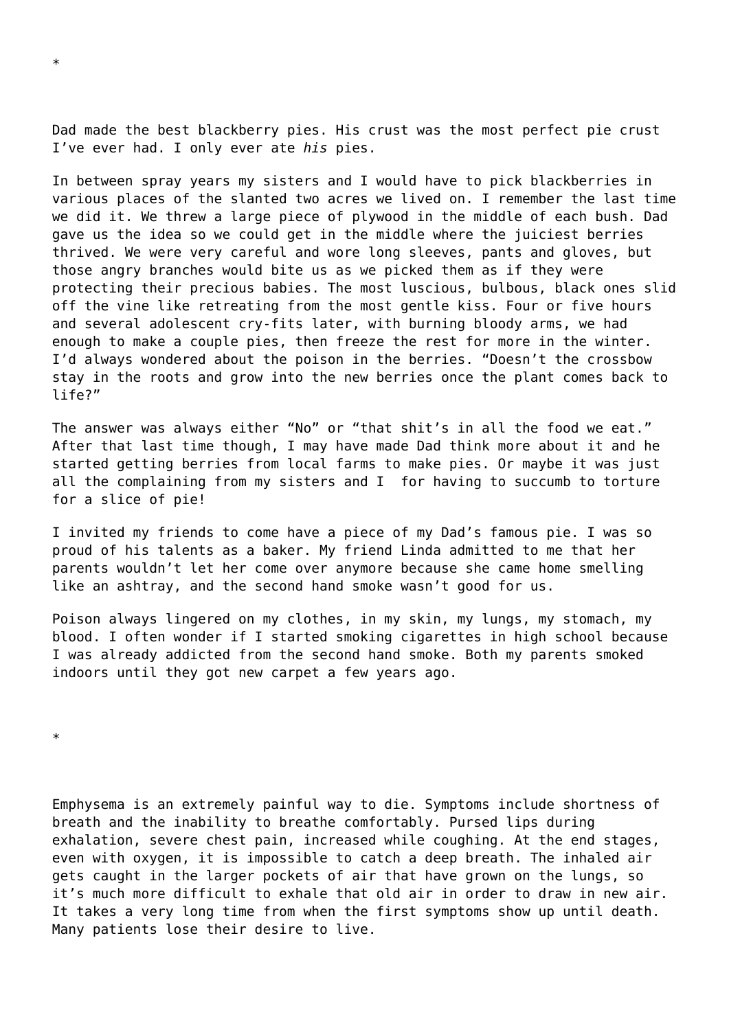*

Dad made the best blackberry pies. His crust was the most perfect pie crust I've ever had. I only ever ate *his* pies.

In between spray years my sisters and I would have to pick blackberries in various places of the slanted two acres we lived on. I remember the last time we did it. We threw a large piece of plywood in the middle of each bush. Dad gave us the idea so we could get in the middle where the juiciest berries thrived. We were very careful and wore long sleeves, pants and gloves, but those angry branches would bite us as we picked them as if they were protecting their precious babies. The most luscious, bulbous, black ones slid off the vine like retreating from the most gentle kiss. Four or five hours and several adolescent cry-fits later, with burning bloody arms, we had enough to make a couple pies, then freeze the rest for more in the winter. I'd always wondered about the poison in the berries. "Doesn't the crossbow stay in the roots and grow into the new berries once the plant comes back to life?"

The answer was always either "No" or "that shit's in all the food we eat." After that last time though, I may have made Dad think more about it and he started getting berries from local farms to make pies. Or maybe it was just all the complaining from my sisters and I  for having to succumb to torture for a slice of pie!

I invited my friends to come have a piece of my Dad's famous pie. I was so proud of his talents as a baker. My friend Linda admitted to me that her parents wouldn't let her come over anymore because she came home smelling like an ashtray, and the second hand smoke wasn't good for us.

Poison always lingered on my clothes, in my skin, my lungs, my stomach, my blood. I often wonder if I started smoking cigarettes in high school because I was already addicted from the second hand smoke. Both my parents smoked indoors until they got new carpet a few years ago.

*

Emphysema is an extremely painful way to die. Symptoms include shortness of breath and the inability to breathe comfortably. Pursed lips during exhalation, severe chest pain, increased while coughing. At the end stages, even with oxygen, it is impossible to catch a deep breath. The inhaled air gets caught in the larger pockets of air that have grown on the lungs, so it's much more difficult to exhale that old air in order to draw in new air. It takes a very long time from when the first symptoms show up until death. Many patients lose their desire to live.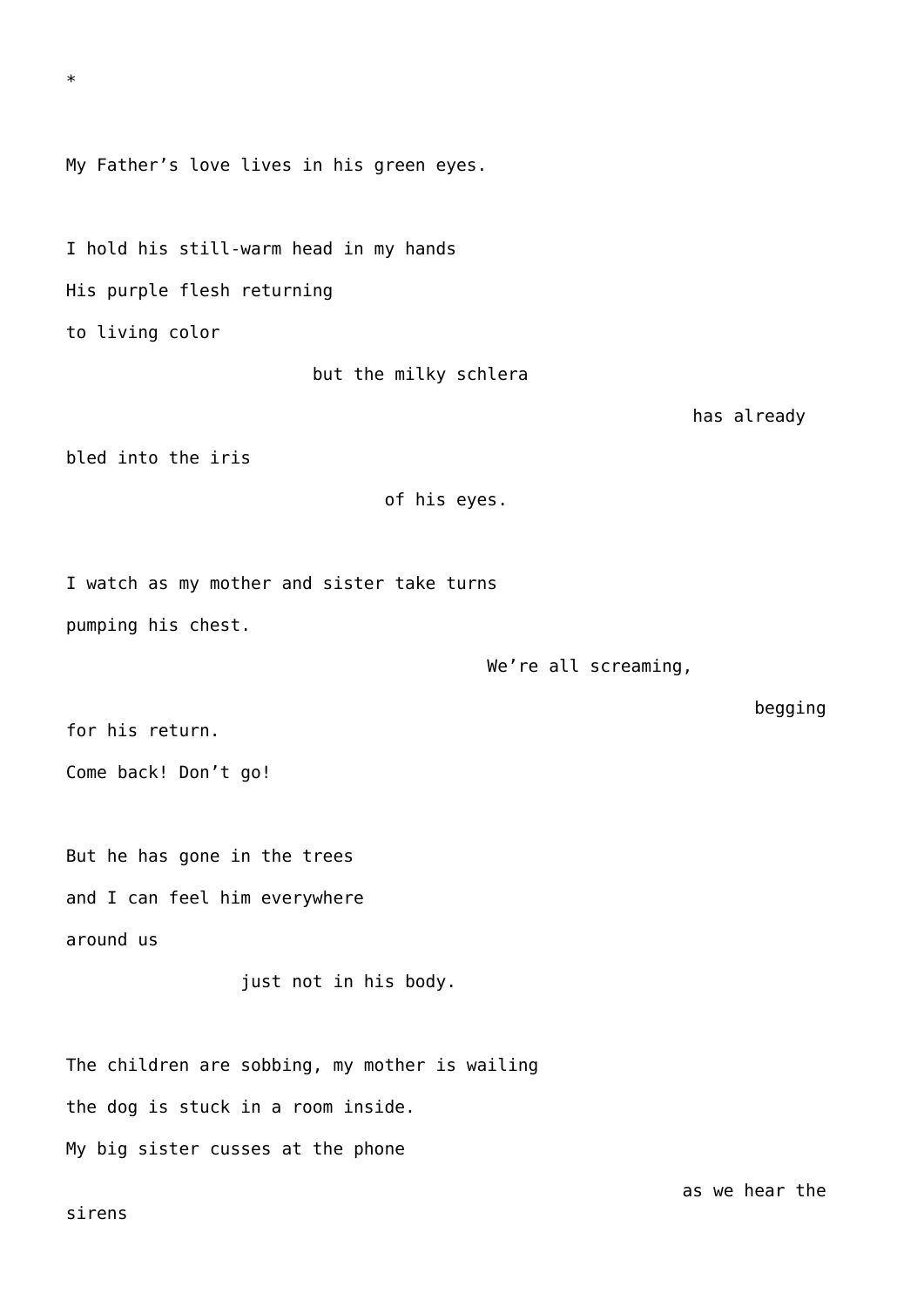*

My Father’s love lives in his green eyes.

I hold his still-warm head in my hands
His purple flesh returning
to living color
                        but the milky schlera
                                                                  has already
bled into the iris
                               of his eyes.

I watch as my mother and sister take turns
pumping his chest.
                                         We’re all screaming,
                                                                        begging
for his return.
Come back! Don’t go!

But he has gone in the trees
and I can feel him everywhere
around us
                 just not in his body.

The children are sobbing, my mother is wailing
the dog is stuck in a room inside.
My big sister cusses at the phone
                                                                 as we hear the
sirens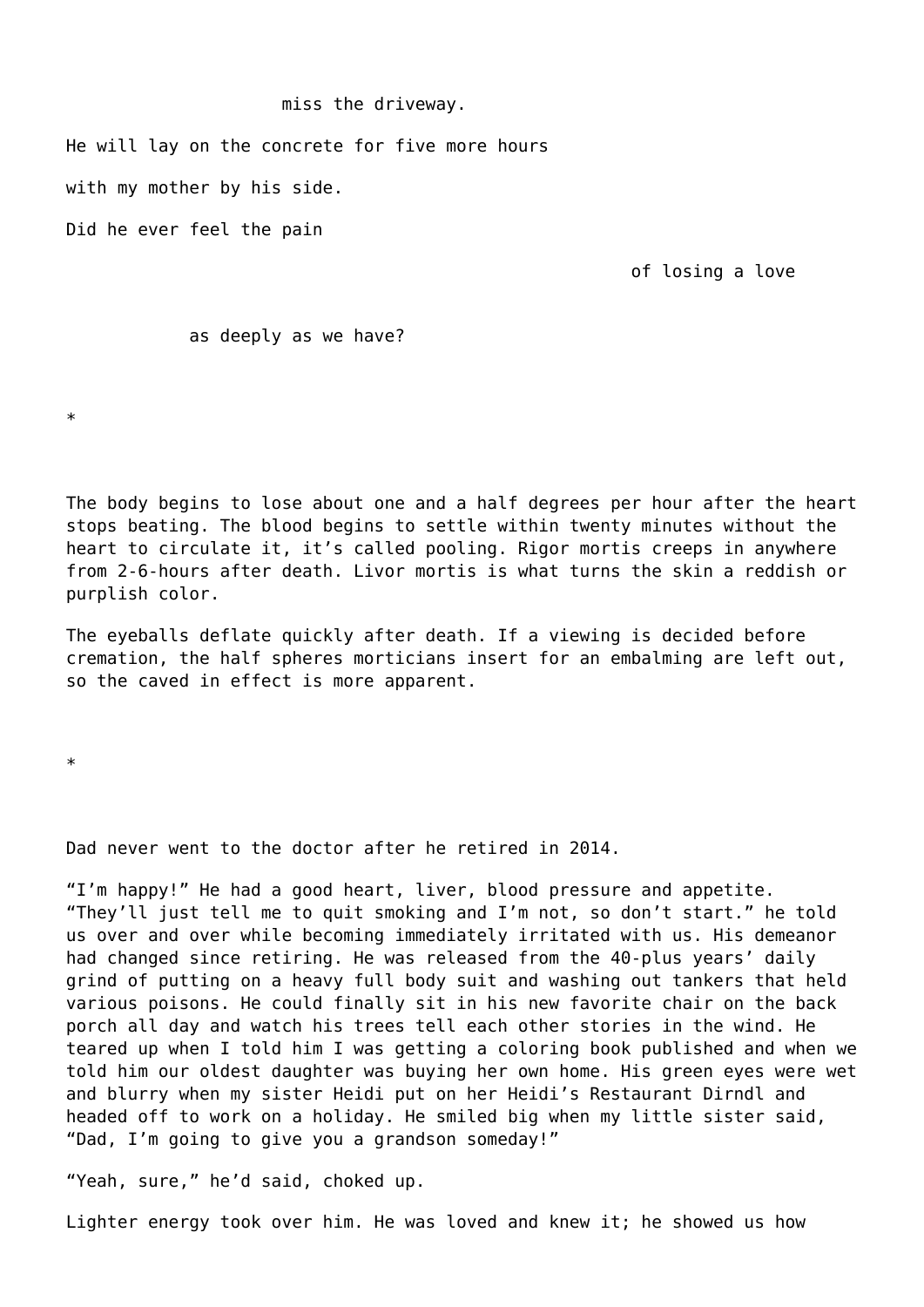miss the driveway.

He will lay on the concrete for five more hours

with my mother by his side.

Did he ever feel the pain

of losing a love

as deeply as we have?

*

The body begins to lose about one and a half degrees per hour after the heart stops beating. The blood begins to settle within twenty minutes without the heart to circulate it, it's called pooling. Rigor mortis creeps in anywhere from 2-6-hours after death. Livor mortis is what turns the skin a reddish or purplish color.

The eyeballs deflate quickly after death. If a viewing is decided before cremation, the half spheres morticians insert for an embalming are left out, so the caved in effect is more apparent.

*

Dad never went to the doctor after he retired in 2014.

"I'm happy!" He had a good heart, liver, blood pressure and appetite. "They'll just tell me to quit smoking and I'm not, so don't start." he told us over and over while becoming immediately irritated with us. His demeanor had changed since retiring. He was released from the 40-plus years' daily grind of putting on a heavy full body suit and washing out tankers that held various poisons. He could finally sit in his new favorite chair on the back porch all day and watch his trees tell each other stories in the wind. He teared up when I told him I was getting a coloring book published and when we told him our oldest daughter was buying her own home. His green eyes were wet and blurry when my sister Heidi put on her Heidi's Restaurant Dirndl and headed off to work on a holiday. He smiled big when my little sister said, "Dad, I'm going to give you a grandson someday!"

"Yeah, sure," he'd said, choked up.

Lighter energy took over him. He was loved and knew it; he showed us how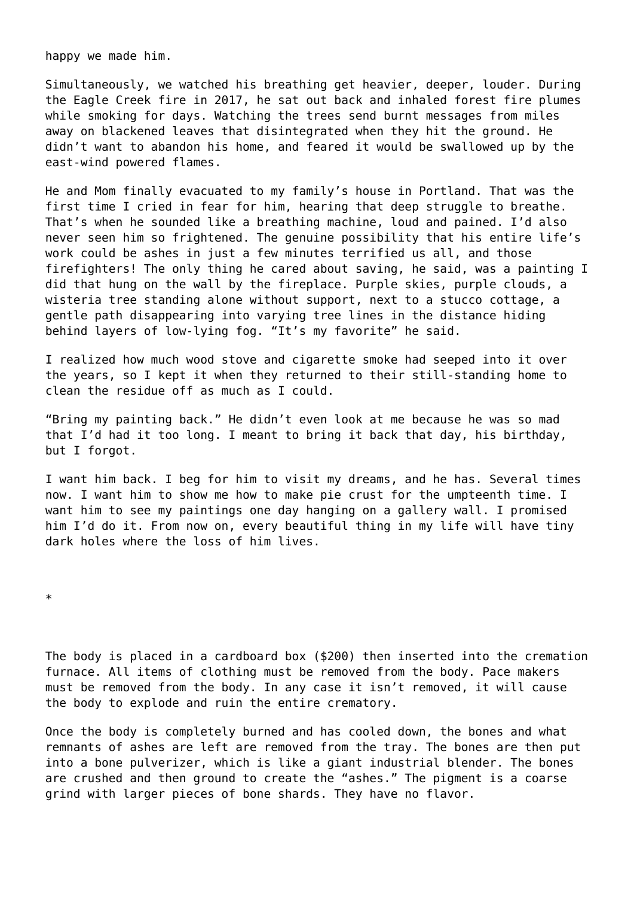happy we made him.

Simultaneously, we watched his breathing get heavier, deeper, louder. During the Eagle Creek fire in 2017, he sat out back and inhaled forest fire plumes while smoking for days. Watching the trees send burnt messages from miles away on blackened leaves that disintegrated when they hit the ground. He didn't want to abandon his home, and feared it would be swallowed up by the east-wind powered flames.

He and Mom finally evacuated to my family's house in Portland. That was the first time I cried in fear for him, hearing that deep struggle to breathe. That's when he sounded like a breathing machine, loud and pained. I'd also never seen him so frightened. The genuine possibility that his entire life's work could be ashes in just a few minutes terrified us all, and those firefighters! The only thing he cared about saving, he said, was a painting I did that hung on the wall by the fireplace. Purple skies, purple clouds, a wisteria tree standing alone without support, next to a stucco cottage, a gentle path disappearing into varying tree lines in the distance hiding behind layers of low-lying fog. "It's my favorite" he said.

I realized how much wood stove and cigarette smoke had seeped into it over the years, so I kept it when they returned to their still-standing home to clean the residue off as much as I could.

"Bring my painting back." He didn't even look at me because he was so mad that I'd had it too long. I meant to bring it back that day, his birthday, but I forgot.

I want him back. I beg for him to visit my dreams, and he has. Several times now. I want him to show me how to make pie crust for the umpteenth time. I want him to see my paintings one day hanging on a gallery wall. I promised him I'd do it. From now on, every beautiful thing in my life will have tiny dark holes where the loss of him lives.

*

The body is placed in a cardboard box ($200) then inserted into the cremation furnace. All items of clothing must be removed from the body. Pace makers must be removed from the body. In any case it isn't removed, it will cause the body to explode and ruin the entire crematory.

Once the body is completely burned and has cooled down, the bones and what remnants of ashes are left are removed from the tray. The bones are then put into a bone pulverizer, which is like a giant industrial blender. The bones are crushed and then ground to create the "ashes." The pigment is a coarse grind with larger pieces of bone shards. They have no flavor.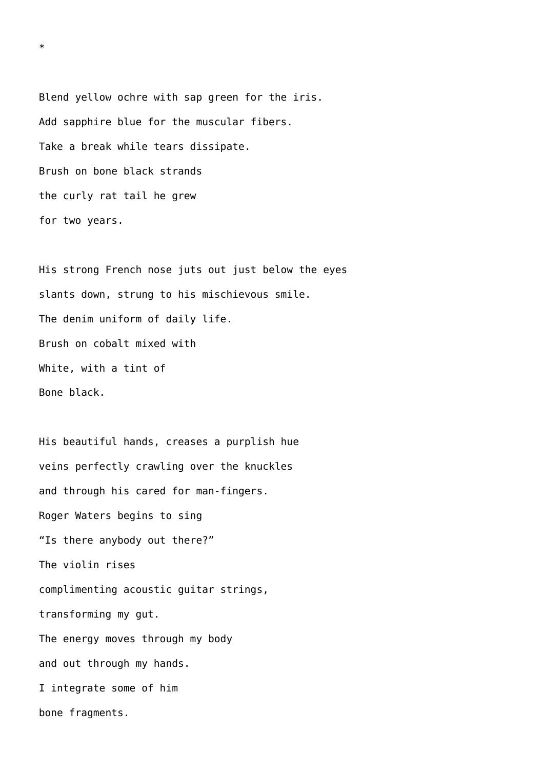*

Blend yellow ochre with sap green for the iris.
Add sapphire blue for the muscular fibers.
Take a break while tears dissipate.
Brush on bone black strands
the curly rat tail he grew
for two years.

His strong French nose juts out just below the eyes
slants down, strung to his mischievous smile.
The denim uniform of daily life.
Brush on cobalt mixed with
White, with a tint of
Bone black.

His beautiful hands, creases a purplish hue
veins perfectly crawling over the knuckles
and through his cared for man-fingers.
Roger Waters begins to sing
“Is there anybody out there?”
The violin rises
complimenting acoustic guitar strings,
transforming my gut.
The energy moves through my body
and out through my hands.
I integrate some of him
bone fragments.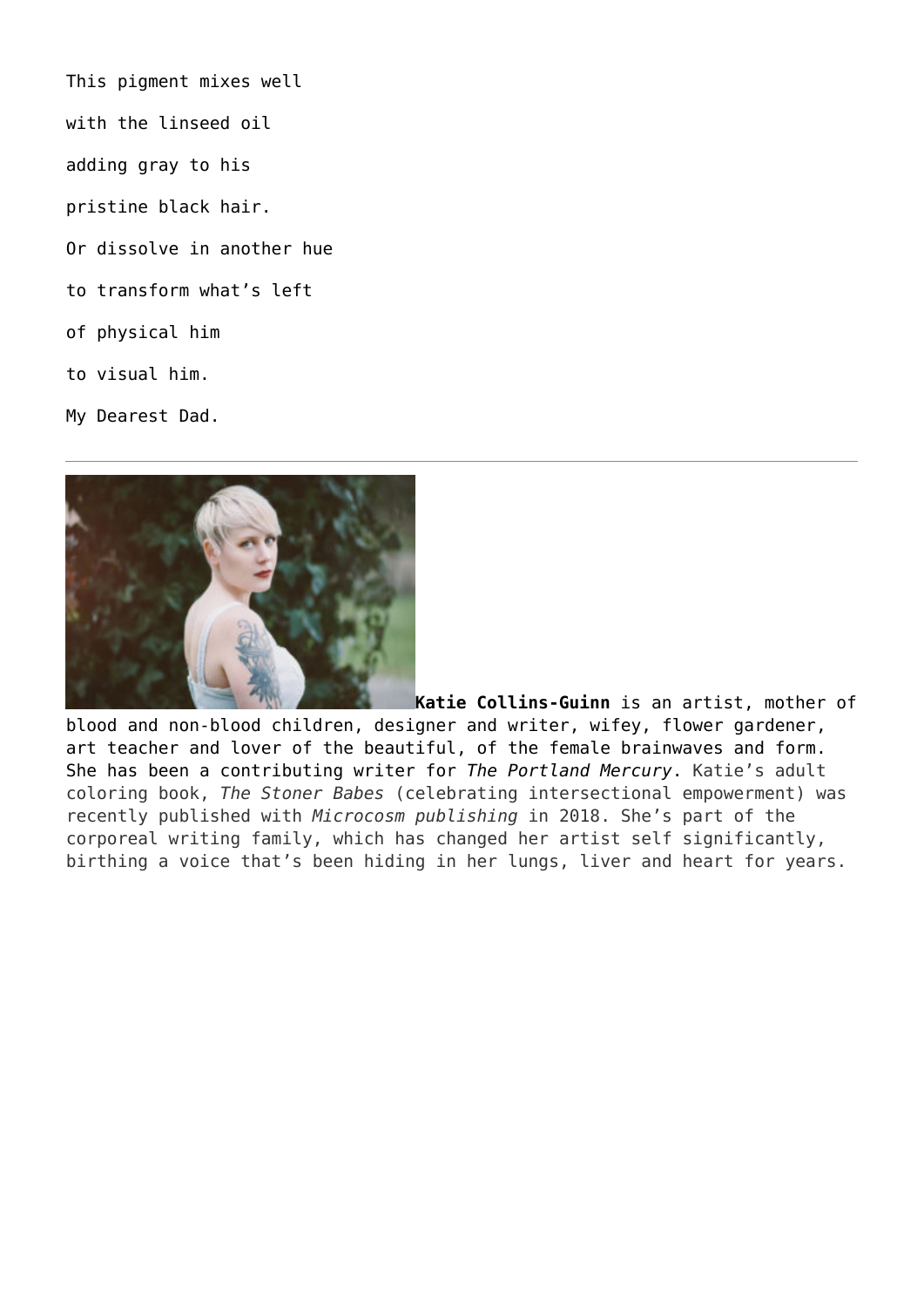This pigment mixes well

with the linseed oil

adding gray to his

pristine black hair.

Or dissolve in another hue

to transform what's left

of physical him

to visual him.

My Dearest Dad.

---

**Katie Collins-Guinn** is an artist, mother of blood and non-blood children, designer and writer, wifey, flower gardener, art teacher and lover of the beautiful, of the female brainwaves and form. She has been a contributing writer for *The Portland Mercury*. Katie's adult coloring book, *The Stoner Babes* (celebrating intersectional empowerment) was recently published with *Microcosm publishing* in 2018. She's part of the corporeal writing family, which has changed her artist self significantly, birthing a voice that's been hiding in her lungs, liver and heart for years.